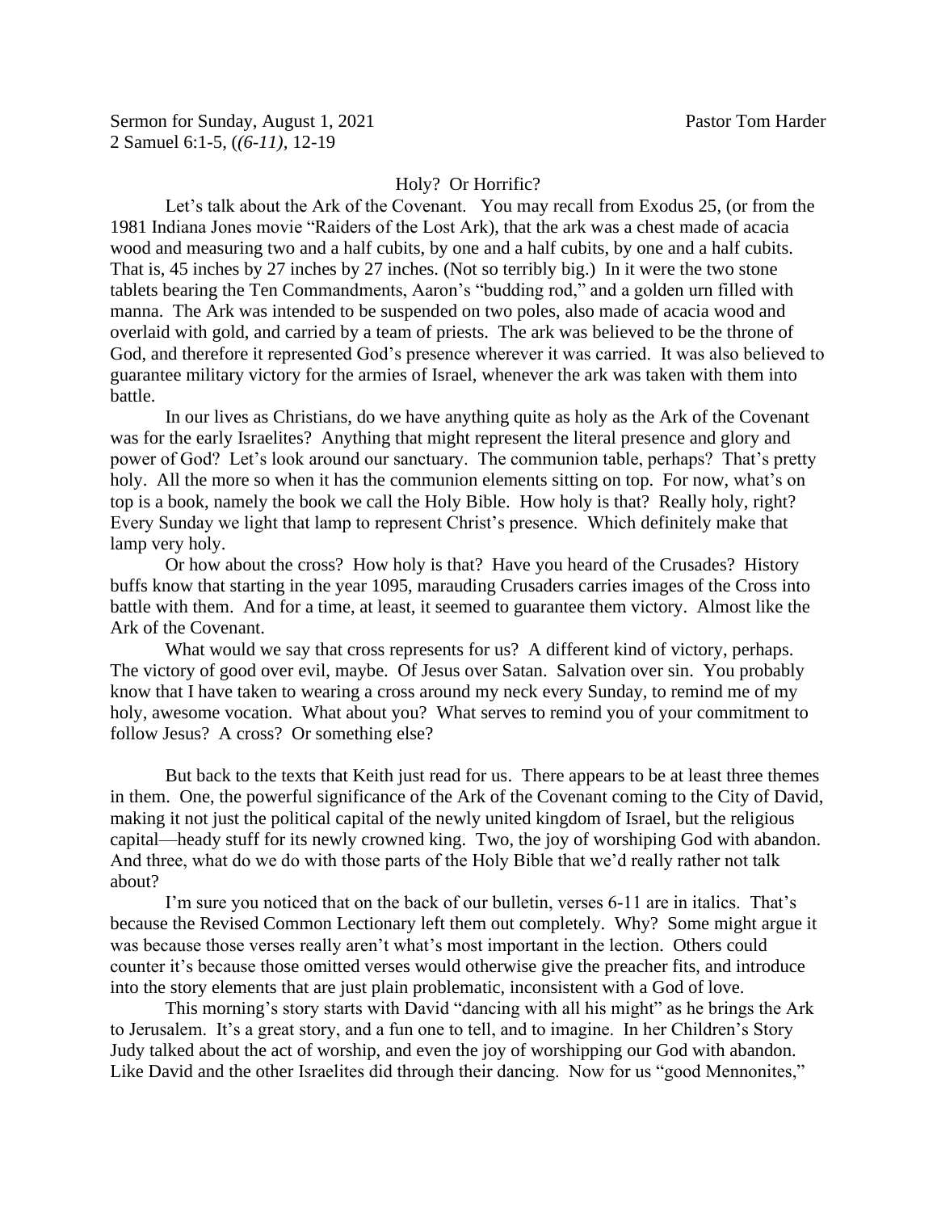Sermon for Sunday, August 1, 2021 Pastor Tom Harder
2 Samuel 6:1-5, ((*6-11)*, 12-19

# Holy? Or Horrific?

Let's talk about the Ark of the Covenant. You may recall from Exodus 25, (or from the 1981 Indiana Jones movie "Raiders of the Lost Ark), that the ark was a chest made of acacia wood and measuring two and a half cubits, by one and a half cubits, by one and a half cubits. That is, 45 inches by 27 inches by 27 inches. (Not so terribly big.) In it were the two stone tablets bearing the Ten Commandments, Aaron's "budding rod," and a golden urn filled with manna. The Ark was intended to be suspended on two poles, also made of acacia wood and overlaid with gold, and carried by a team of priests. The ark was believed to be the throne of God, and therefore it represented God's presence wherever it was carried. It was also believed to guarantee military victory for the armies of Israel, whenever the ark was taken with them into battle.

In our lives as Christians, do we have anything quite as holy as the Ark of the Covenant was for the early Israelites? Anything that might represent the literal presence and glory and power of God? Let's look around our sanctuary. The communion table, perhaps? That's pretty holy. All the more so when it has the communion elements sitting on top. For now, what's on top is a book, namely the book we call the Holy Bible. How holy is that? Really holy, right? Every Sunday we light that lamp to represent Christ's presence. Which definitely make that lamp very holy.

Or how about the cross? How holy is that? Have you heard of the Crusades? History buffs know that starting in the year 1095, marauding Crusaders carries images of the Cross into battle with them. And for a time, at least, it seemed to guarantee them victory. Almost like the Ark of the Covenant.

What would we say that cross represents for us? A different kind of victory, perhaps. The victory of good over evil, maybe. Of Jesus over Satan. Salvation over sin. You probably know that I have taken to wearing a cross around my neck every Sunday, to remind me of my holy, awesome vocation. What about you? What serves to remind you of your commitment to follow Jesus? A cross? Or something else?

But back to the texts that Keith just read for us. There appears to be at least three themes in them. One, the powerful significance of the Ark of the Covenant coming to the City of David, making it not just the political capital of the newly united kingdom of Israel, but the religious capital—heady stuff for its newly crowned king. Two, the joy of worshiping God with abandon. And three, what do we do with those parts of the Holy Bible that we'd really rather not talk about?

I'm sure you noticed that on the back of our bulletin, verses 6-11 are in italics. That's because the Revised Common Lectionary left them out completely. Why? Some might argue it was because those verses really aren't what's most important in the lection. Others could counter it's because those omitted verses would otherwise give the preacher fits, and introduce into the story elements that are just plain problematic, inconsistent with a God of love.

This morning's story starts with David "dancing with all his might" as he brings the Ark to Jerusalem. It's a great story, and a fun one to tell, and to imagine. In her Children's Story Judy talked about the act of worship, and even the joy of worshipping our God with abandon. Like David and the other Israelites did through their dancing. Now for us "good Mennonites,"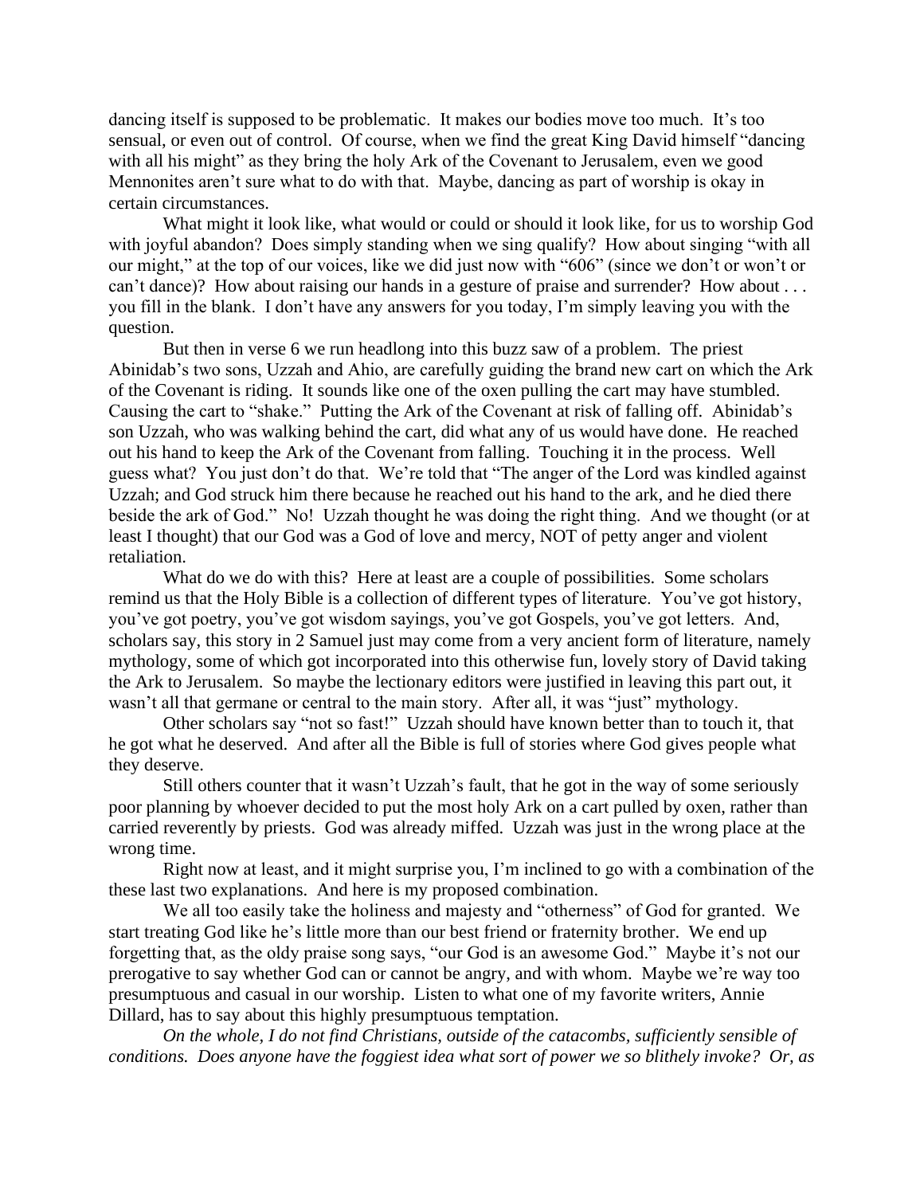dancing itself is supposed to be problematic. It makes our bodies move too much. It's too sensual, or even out of control. Of course, when we find the great King David himself "dancing with all his might" as they bring the holy Ark of the Covenant to Jerusalem, even we good Mennonites aren't sure what to do with that. Maybe, dancing as part of worship is okay in certain circumstances.

What might it look like, what would or could or should it look like, for us to worship God with joyful abandon? Does simply standing when we sing qualify? How about singing "with all our might," at the top of our voices, like we did just now with "606" (since we don't or won't or can't dance)? How about raising our hands in a gesture of praise and surrender? How about . . . you fill in the blank. I don't have any answers for you today, I'm simply leaving you with the question.

But then in verse 6 we run headlong into this buzz saw of a problem. The priest Abinidab's two sons, Uzzah and Ahio, are carefully guiding the brand new cart on which the Ark of the Covenant is riding. It sounds like one of the oxen pulling the cart may have stumbled. Causing the cart to "shake." Putting the Ark of the Covenant at risk of falling off. Abinidab's son Uzzah, who was walking behind the cart, did what any of us would have done. He reached out his hand to keep the Ark of the Covenant from falling. Touching it in the process. Well guess what? You just don't do that. We're told that "The anger of the Lord was kindled against Uzzah; and God struck him there because he reached out his hand to the ark, and he died there beside the ark of God." No! Uzzah thought he was doing the right thing. And we thought (or at least I thought) that our God was a God of love and mercy, NOT of petty anger and violent retaliation.

What do we do with this? Here at least are a couple of possibilities. Some scholars remind us that the Holy Bible is a collection of different types of literature. You've got history, you've got poetry, you've got wisdom sayings, you've got Gospels, you've got letters. And, scholars say, this story in 2 Samuel just may come from a very ancient form of literature, namely mythology, some of which got incorporated into this otherwise fun, lovely story of David taking the Ark to Jerusalem. So maybe the lectionary editors were justified in leaving this part out, it wasn't all that germane or central to the main story. After all, it was "just" mythology.

Other scholars say "not so fast!" Uzzah should have known better than to touch it, that he got what he deserved. And after all the Bible is full of stories where God gives people what they deserve.

Still others counter that it wasn't Uzzah's fault, that he got in the way of some seriously poor planning by whoever decided to put the most holy Ark on a cart pulled by oxen, rather than carried reverently by priests. God was already miffed. Uzzah was just in the wrong place at the wrong time.

Right now at least, and it might surprise you, I'm inclined to go with a combination of the these last two explanations. And here is my proposed combination.

We all too easily take the holiness and majesty and "otherness" of God for granted. We start treating God like he's little more than our best friend or fraternity brother. We end up forgetting that, as the oldy praise song says, "our God is an awesome God." Maybe it's not our prerogative to say whether God can or cannot be angry, and with whom. Maybe we're way too presumptuous and casual in our worship. Listen to what one of my favorite writers, Annie Dillard, has to say about this highly presumptuous temptation.

*On the whole, I do not find Christians, outside of the catacombs, sufficiently sensible of conditions. Does anyone have the foggiest idea what sort of power we so blithely invoke? Or, as*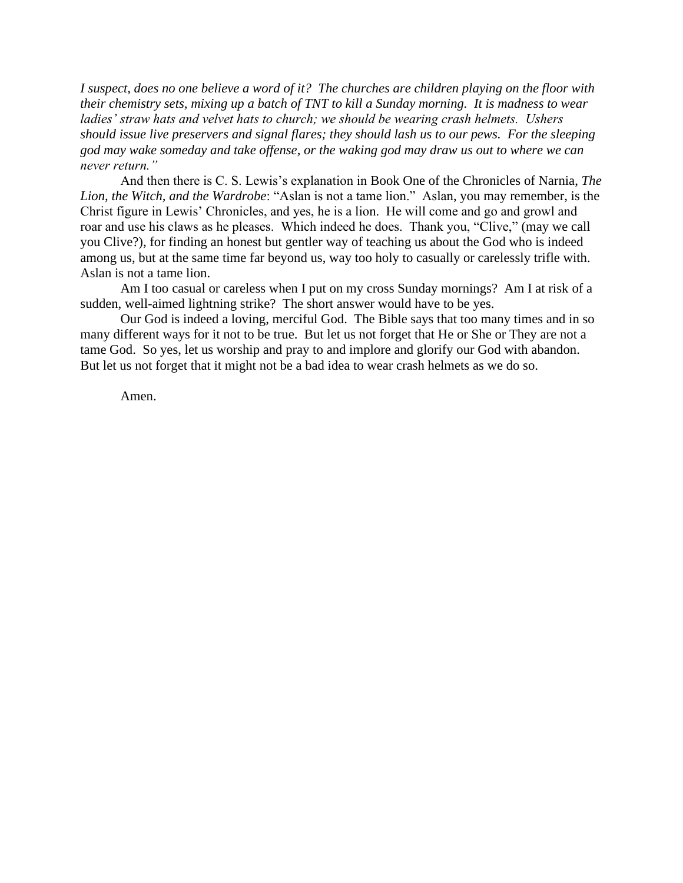*I suspect, does no one believe a word of it? The churches are children playing on the floor with their chemistry sets, mixing up a batch of TNT to kill a Sunday morning. It is madness to wear ladies' straw hats and velvet hats to church; we should be wearing crash helmets. Ushers should issue live preservers and signal flares; they should lash us to our pews. For the sleeping god may wake someday and take offense, or the waking god may draw us out to where we can never return."*

And then there is C. S. Lewis's explanation in Book One of the Chronicles of Narnia, *The Lion, the Witch, and the Wardrobe*: "Aslan is not a tame lion." Aslan, you may remember, is the Christ figure in Lewis' Chronicles, and yes, he is a lion. He will come and go and growl and roar and use his claws as he pleases. Which indeed he does. Thank you, "Clive," (may we call you Clive?), for finding an honest but gentler way of teaching us about the God who is indeed among us, but at the same time far beyond us, way too holy to casually or carelessly trifle with. Aslan is not a tame lion.

Am I too casual or careless when I put on my cross Sunday mornings? Am I at risk of a sudden, well-aimed lightning strike? The short answer would have to be yes.

Our God is indeed a loving, merciful God. The Bible says that too many times and in so many different ways for it not to be true. But let us not forget that He or She or They are not a tame God. So yes, let us worship and pray to and implore and glorify our God with abandon. But let us not forget that it might not be a bad idea to wear crash helmets as we do so.

Amen.